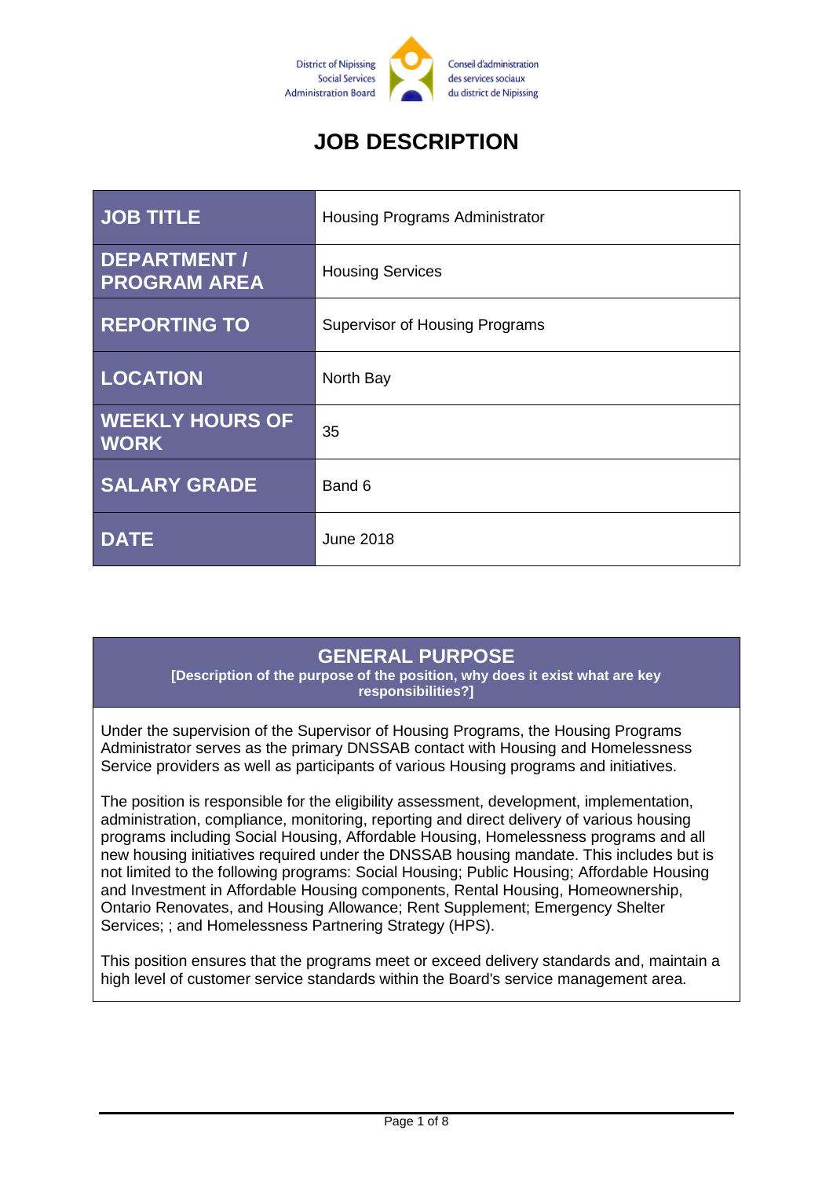District of Nipissing Social Services Administration Board

Conseil d'administration des services sociaux du district de Nipissing

# JOB DESCRIPTION

| | |
|---|---|
| **JOB TITLE** | Housing Programs Administrator |
| **DEPARTMENT / PROGRAM AREA** | Housing Services |
| **REPORTING TO** | Supervisor of Housing Programs |
| **LOCATION** | North Bay |
| **WEEKLY HOURS OF WORK** | 35 |
| **SALARY GRADE** | Band 6 |
| **DATE** | June 2018 |

## GENERAL PURPOSE

**[Description of the purpose of the position, why does it exist what are key responsibilities?]**

Under the supervision of the Supervisor of Housing Programs, the Housing Programs Administrator serves as the primary DNSSAB contact with Housing and Homelessness Service providers as well as participants of various Housing programs and initiatives.

The position is responsible for the eligibility assessment, development, implementation, administration, compliance, monitoring, reporting and direct delivery of various housing programs including Social Housing, Affordable Housing, Homelessness programs and all new housing initiatives required under the DNSSAB housing mandate. This includes but is not limited to the following programs: Social Housing; Public Housing; Affordable Housing and Investment in Affordable Housing components, Rental Housing, Homeownership, Ontario Renovates, and Housing Allowance; Rent Supplement; Emergency Shelter Services; ; and Homelessness Partnering Strategy (HPS).

This position ensures that the programs meet or exceed delivery standards and, maintain a high level of customer service standards within the Board's service management area.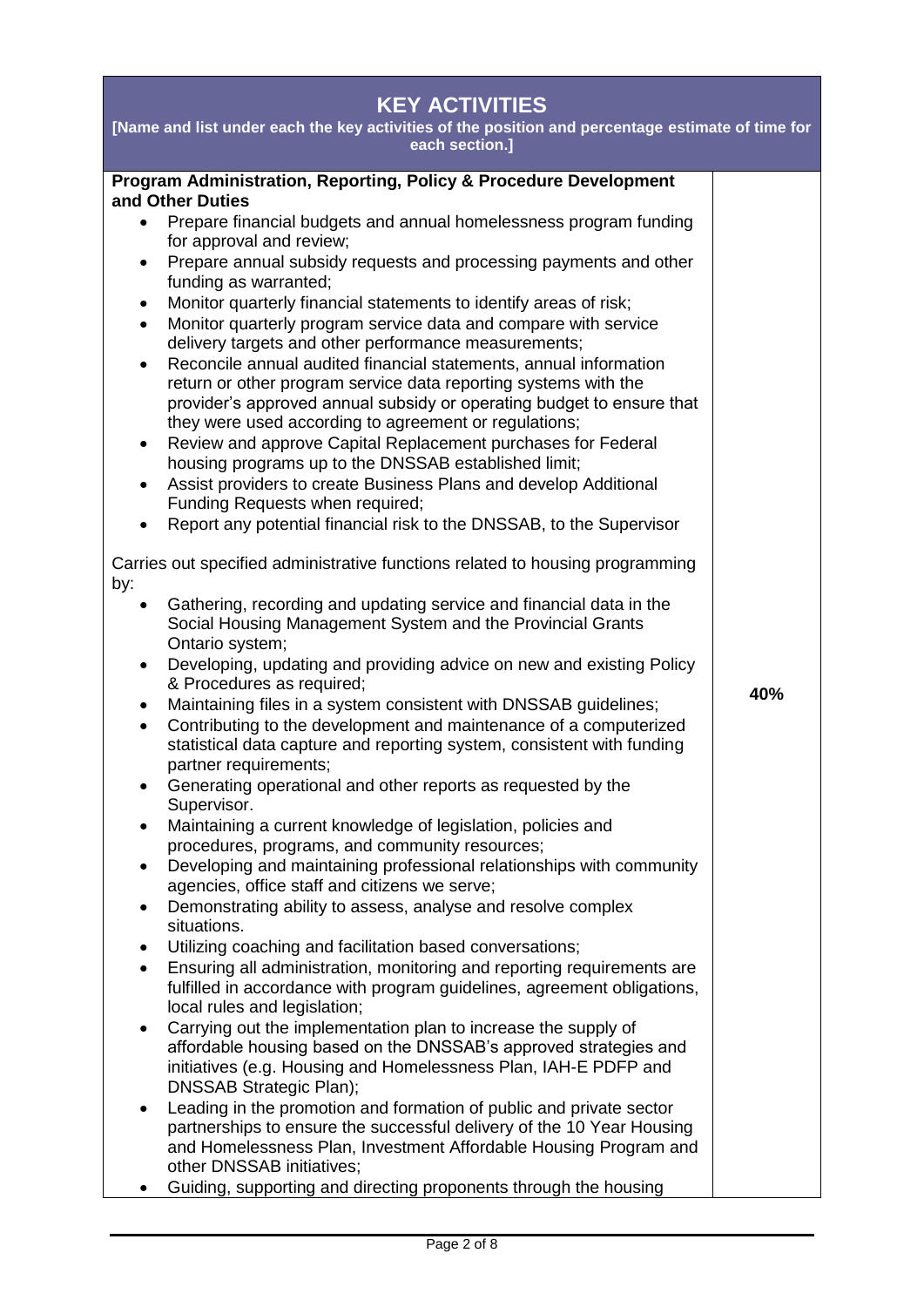| KEY ACTIVITIES<br>[Name and list under each the key activities of the position and percentage estimate of time for each section.] | |
|---|---|
| **Program Administration, Reporting, Policy & Procedure Development and Other Duties**<br>• Prepare financial budgets and annual homelessness program funding for approval and review;<br>• Prepare annual subsidy requests and processing payments and other funding as warranted;<br>• Monitor quarterly financial statements to identify areas of risk;<br>• Monitor quarterly program service data and compare with service delivery targets and other performance measurements;<br>• Reconcile annual audited financial statements, annual information return or other program service data reporting systems with the provider's approved annual subsidy or operating budget to ensure that they were used according to agreement or regulations;<br>• Review and approve Capital Replacement purchases for Federal housing programs up to the DNSSAB established limit;<br>• Assist providers to create Business Plans and develop Additional Funding Requests when required;<br>• Report any potential financial risk to the DNSSAB, to the Supervisor<br><br>Carries out specified administrative functions related to housing programming by:<br>• Gathering, recording and updating service and financial data in the Social Housing Management System and the Provincial Grants Ontario system;<br>• Developing, updating and providing advice on new and existing Policy & Procedures as required;<br>• Maintaining files in a system consistent with DNSSAB guidelines;<br>• Contributing to the development and maintenance of a computerized statistical data capture and reporting system, consistent with funding partner requirements;<br>• Generating operational and other reports as requested by the Supervisor.<br>• Maintaining a current knowledge of legislation, policies and procedures, programs, and community resources;<br>• Developing and maintaining professional relationships with community agencies, office staff and citizens we serve;<br>• Demonstrating ability to assess, analyse and resolve complex situations.<br>• Utilizing coaching and facilitation based conversations;<br>• Ensuring all administration, monitoring and reporting requirements are fulfilled in accordance with program guidelines, agreement obligations, local rules and legislation;<br>• Carrying out the implementation plan to increase the supply of affordable housing based on the DNSSAB's approved strategies and initiatives (e.g. Housing and Homelessness Plan, IAH-E PDFP and DNSSAB Strategic Plan);<br>• Leading in the promotion and formation of public and private sector partnerships to ensure the successful delivery of the 10 Year Housing and Homelessness Plan, Investment Affordable Housing Program and other DNSSAB initiatives;<br>• Guiding, supporting and directing proponents through the housing | **40%** |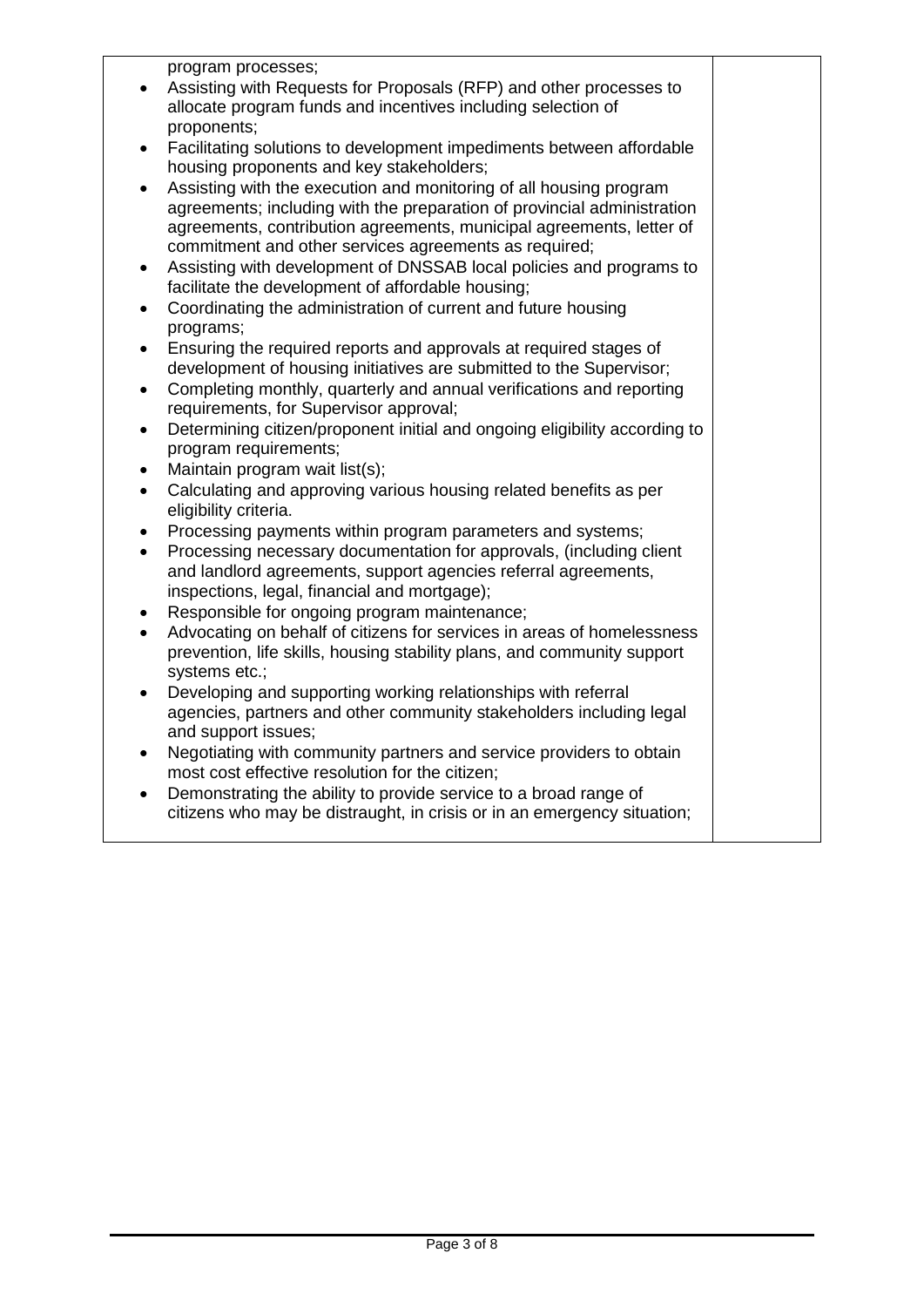| | |
|---|---|
| program processes;<br>• Assisting with Requests for Proposals (RFP) and other processes to allocate program funds and incentives including selection of proponents;<br>• Facilitating solutions to development impediments between affordable housing proponents and key stakeholders;<br>• Assisting with the execution and monitoring of all housing program agreements; including with the preparation of provincial administration agreements, contribution agreements, municipal agreements, letter of commitment and other services agreements as required;<br>• Assisting with development of DNSSAB local policies and programs to facilitate the development of affordable housing;<br>• Coordinating the administration of current and future housing programs;<br>• Ensuring the required reports and approvals at required stages of development of housing initiatives are submitted to the Supervisor;<br>• Completing monthly, quarterly and annual verifications and reporting requirements, for Supervisor approval;<br>• Determining citizen/proponent initial and ongoing eligibility according to program requirements;<br>• Maintain program wait list(s);<br>• Calculating and approving various housing related benefits as per eligibility criteria.<br>• Processing payments within program parameters and systems;<br>• Processing necessary documentation for approvals, (including client and landlord agreements, support agencies referral agreements, inspections, legal, financial and mortgage);<br>• Responsible for ongoing program maintenance;<br>• Advocating on behalf of citizens for services in areas of homelessness prevention, life skills, housing stability plans, and community support systems etc.;<br>• Developing and supporting working relationships with referral agencies, partners and other community stakeholders including legal and support issues;<br>• Negotiating with community partners and service providers to obtain most cost effective resolution for the citizen;<br>• Demonstrating the ability to provide service to a broad range of citizens who may be distraught, in crisis or in an emergency situation; | |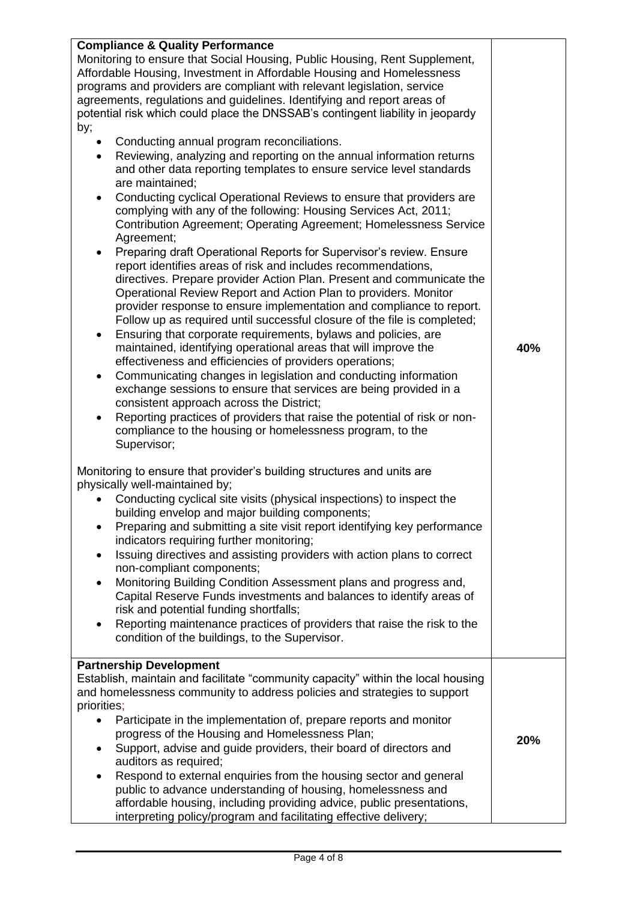| | |
|---|---|
| **Compliance & Quality Performance**<br>Monitoring to ensure that Social Housing, Public Housing, Rent Supplement, Affordable Housing, Investment in Affordable Housing and Homelessness programs and providers are compliant with relevant legislation, service agreements, regulations and guidelines. Identifying and report areas of potential risk which could place the DNSSAB's contingent liability in jeopardy by;<br>• Conducting annual program reconciliations.<br>• Reviewing, analyzing and reporting on the annual information returns and other data reporting templates to ensure service level standards are maintained;<br>• Conducting cyclical Operational Reviews to ensure that providers are complying with any of the following: Housing Services Act, 2011; Contribution Agreement; Operating Agreement; Homelessness Service Agreement;<br>• Preparing draft Operational Reports for Supervisor's review. Ensure report identifies areas of risk and includes recommendations, directives. Prepare provider Action Plan. Present and communicate the Operational Review Report and Action Plan to providers. Monitor provider response to ensure implementation and compliance to report. Follow up as required until successful closure of the file is completed;<br>• Ensuring that corporate requirements, bylaws and policies, are maintained, identifying operational areas that will improve the effectiveness and efficiencies of providers operations;<br>• Communicating changes in legislation and conducting information exchange sessions to ensure that services are being provided in a consistent approach across the District;<br>• Reporting practices of providers that raise the potential of risk or non-compliance to the housing or homelessness program, to the Supervisor;<br><br>Monitoring to ensure that provider's building structures and units are physically well-maintained by;<br>• Conducting cyclical site visits (physical inspections) to inspect the building envelop and major building components;<br>• Preparing and submitting a site visit report identifying key performance indicators requiring further monitoring;<br>• Issuing directives and assisting providers with action plans to correct non-compliant components;<br>• Monitoring Building Condition Assessment plans and progress and, Capital Reserve Funds investments and balances to identify areas of risk and potential funding shortfalls;<br>• Reporting maintenance practices of providers that raise the risk to the condition of the buildings, to the Supervisor. | **40%** |
| **Partnership Development**<br>Establish, maintain and facilitate "community capacity" within the local housing and homelessness community to address policies and strategies to support priorities;<br>• Participate in the implementation of, prepare reports and monitor progress of the Housing and Homelessness Plan;<br>• Support, advise and guide providers, their board of directors and auditors as required;<br>• Respond to external enquiries from the housing sector and general public to advance understanding of housing, homelessness and affordable housing, including providing advice, public presentations, interpreting policy/program and facilitating effective delivery; | **20%** |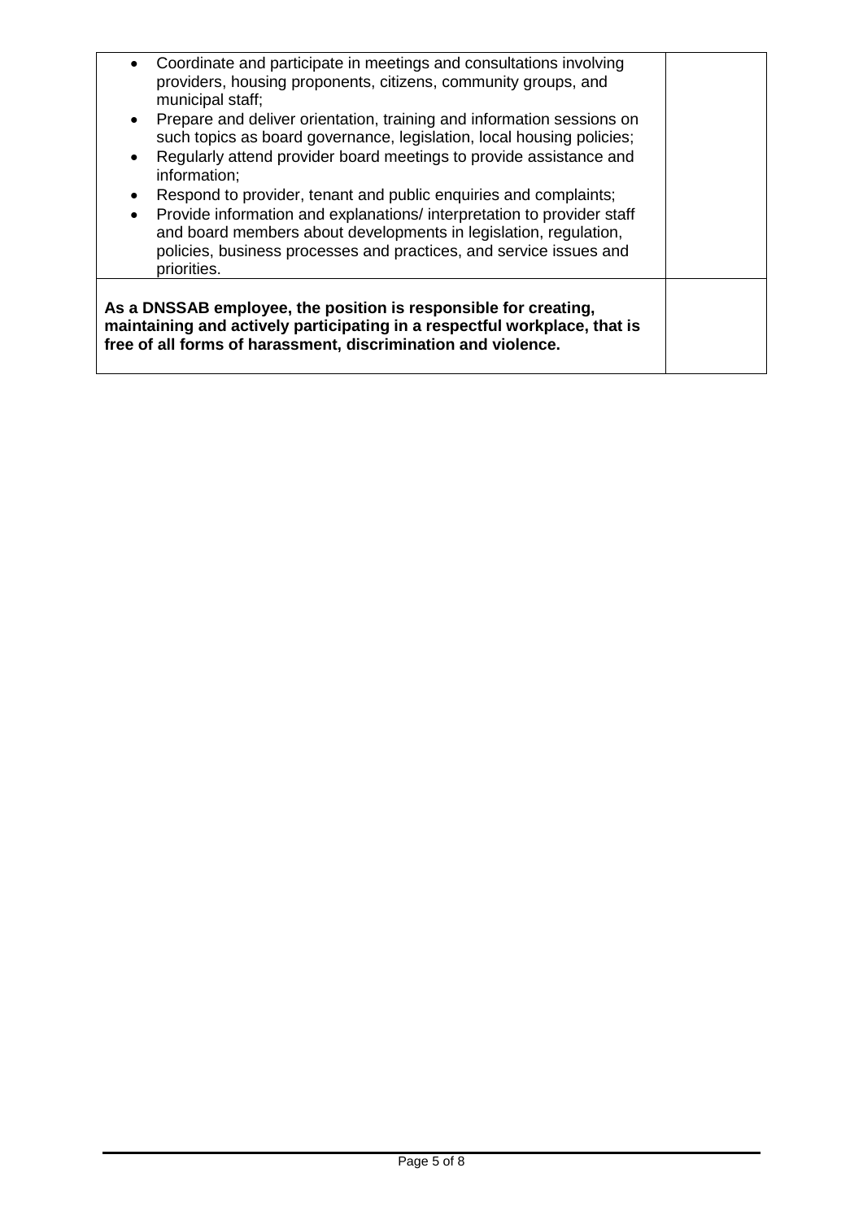| | |
|---|---|
| • Coordinate and participate in meetings and consultations involving providers, housing proponents, citizens, community groups, and municipal staff;<br>• Prepare and deliver orientation, training and information sessions on such topics as board governance, legislation, local housing policies;<br>• Regularly attend provider board meetings to provide assistance and information;<br>• Respond to provider, tenant and public enquiries and complaints;<br>• Provide information and explanations/ interpretation to provider staff and board members about developments in legislation, regulation, policies, business processes and practices, and service issues and priorities. | |
| **As a DNSSAB employee, the position is responsible for creating, maintaining and actively participating in a respectful workplace, that is free of all forms of harassment, discrimination and violence.** | |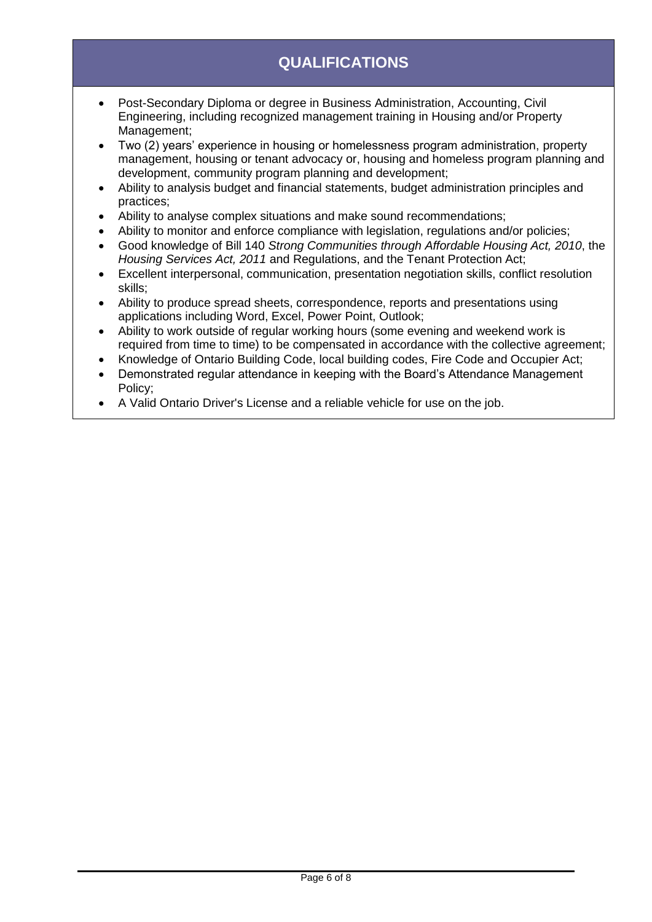## QUALIFICATIONS

- Post-Secondary Diploma or degree in Business Administration, Accounting, Civil Engineering, including recognized management training in Housing and/or Property Management;
- Two (2) years' experience in housing or homelessness program administration, property management, housing or tenant advocacy or, housing and homeless program planning and development, community program planning and development;
- Ability to analysis budget and financial statements, budget administration principles and practices;
- Ability to analyse complex situations and make sound recommendations;
- Ability to monitor and enforce compliance with legislation, regulations and/or policies;
- Good knowledge of Bill 140 *Strong Communities through Affordable Housing Act, 2010*, the *Housing Services Act, 2011* and Regulations, and the Tenant Protection Act;
- Excellent interpersonal, communication, presentation negotiation skills, conflict resolution skills;
- Ability to produce spread sheets, correspondence, reports and presentations using applications including Word, Excel, Power Point, Outlook;
- Ability to work outside of regular working hours (some evening and weekend work is required from time to time) to be compensated in accordance with the collective agreement;
- Knowledge of Ontario Building Code, local building codes, Fire Code and Occupier Act;
- Demonstrated regular attendance in keeping with the Board's Attendance Management Policy;
- A Valid Ontario Driver's License and a reliable vehicle for use on the job.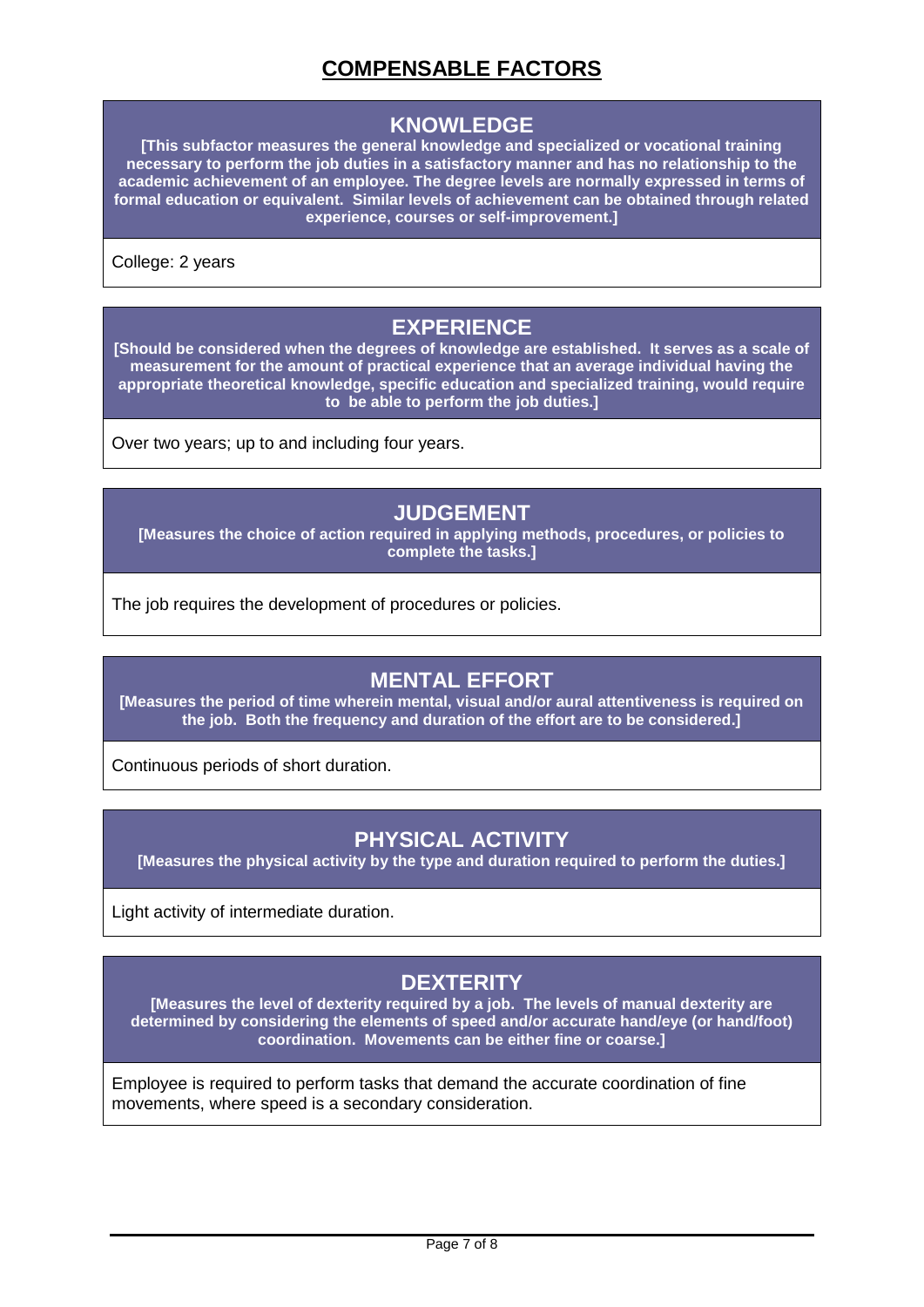# COMPENSABLE FACTORS

## KNOWLEDGE

**[This subfactor measures the general knowledge and specialized or vocational training necessary to perform the job duties in a satisfactory manner and has no relationship to the academic achievement of an employee. The degree levels are normally expressed in terms of formal education or equivalent. Similar levels of achievement can be obtained through related experience, courses or self-improvement.]**

College: 2 years

## EXPERIENCE

**[Should be considered when the degrees of knowledge are established. It serves as a scale of measurement for the amount of practical experience that an average individual having the appropriate theoretical knowledge, specific education and specialized training, would require to be able to perform the job duties.]**

Over two years; up to and including four years.

## JUDGEMENT

**[Measures the choice of action required in applying methods, procedures, or policies to complete the tasks.]**

The job requires the development of procedures or policies.

## MENTAL EFFORT

**[Measures the period of time wherein mental, visual and/or aural attentiveness is required on the job. Both the frequency and duration of the effort are to be considered.]**

Continuous periods of short duration.

## PHYSICAL ACTIVITY

**[Measures the physical activity by the type and duration required to perform the duties.]**

Light activity of intermediate duration.

## DEXTERITY

**[Measures the level of dexterity required by a job. The levels of manual dexterity are determined by considering the elements of speed and/or accurate hand/eye (or hand/foot) coordination. Movements can be either fine or coarse.]**

Employee is required to perform tasks that demand the accurate coordination of fine movements, where speed is a secondary consideration.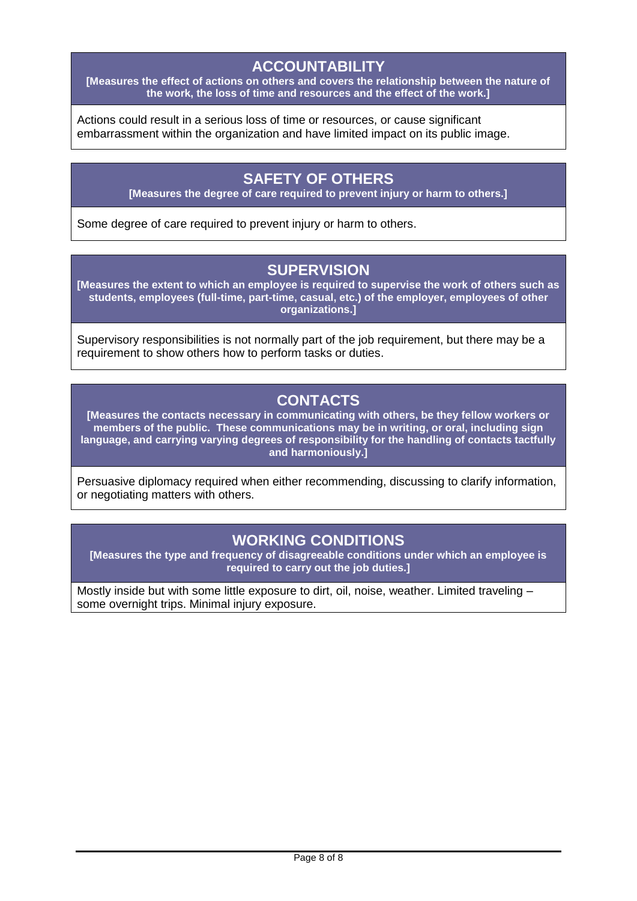## ACCOUNTABILITY

**[Measures the effect of actions on others and covers the relationship between the nature of the work, the loss of time and resources and the effect of the work.]**

Actions could result in a serious loss of time or resources, or cause significant embarrassment within the organization and have limited impact on its public image.

## SAFETY OF OTHERS

**[Measures the degree of care required to prevent injury or harm to others.]**

Some degree of care required to prevent injury or harm to others.

## SUPERVISION

**[Measures the extent to which an employee is required to supervise the work of others such as students, employees (full-time, part-time, casual, etc.) of the employer, employees of other organizations.]**

Supervisory responsibilities is not normally part of the job requirement, but there may be a requirement to show others how to perform tasks or duties.

## CONTACTS

**[Measures the contacts necessary in communicating with others, be they fellow workers or members of the public. These communications may be in writing, or oral, including sign language, and carrying varying degrees of responsibility for the handling of contacts tactfully and harmoniously.]**

Persuasive diplomacy required when either recommending, discussing to clarify information, or negotiating matters with others.

## WORKING CONDITIONS

**[Measures the type and frequency of disagreeable conditions under which an employee is required to carry out the job duties.]**

Mostly inside but with some little exposure to dirt, oil, noise, weather. Limited traveling – some overnight trips. Minimal injury exposure.